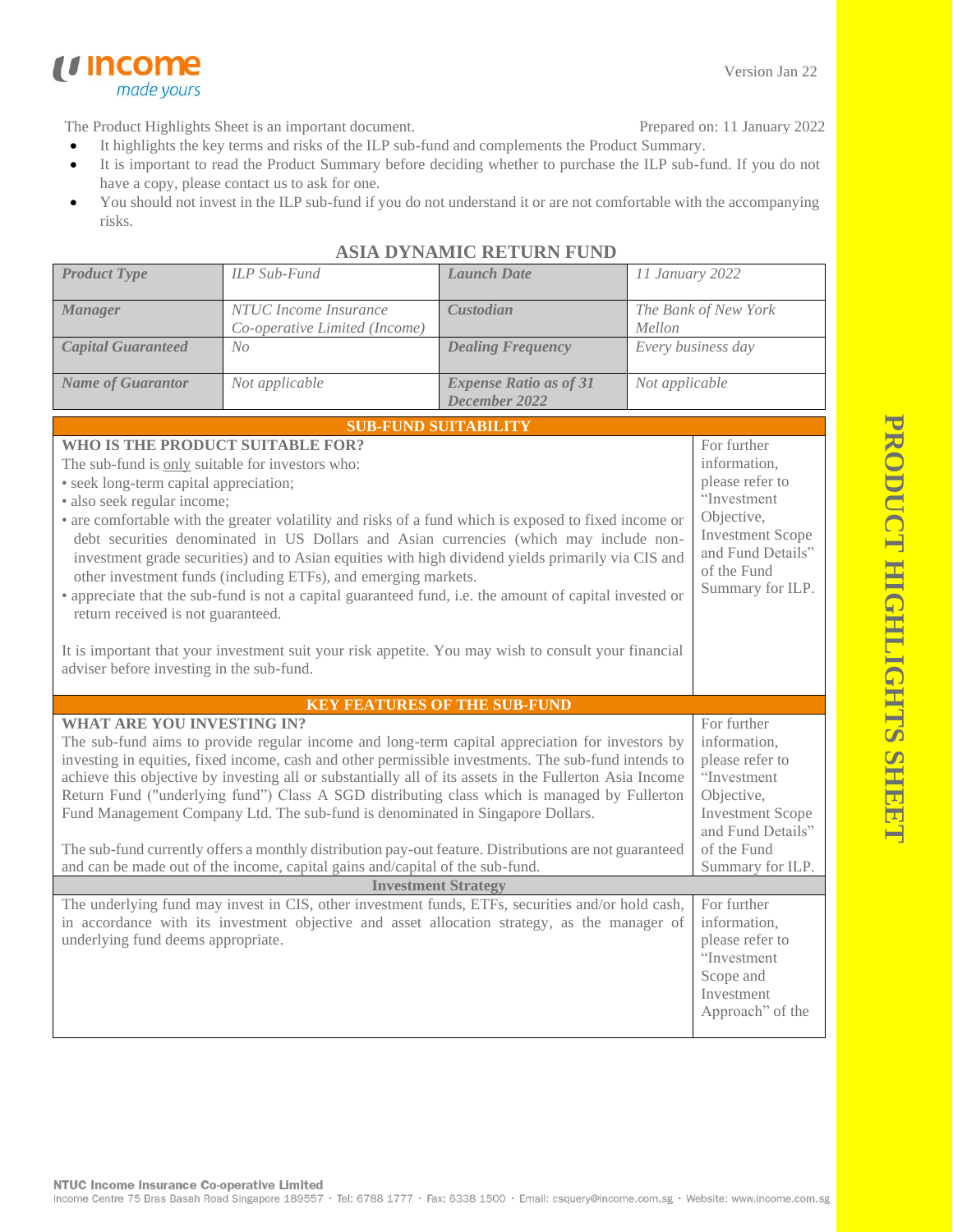Version Jan 22

The Product Highlights Sheet is an important document. Prepared on: 11 January 2022

- It highlights the key terms and risks of the ILP sub-fund and complements the Product Summary.
- It is important to read the Product Summary before deciding whether to purchase the ILP sub-fund. If you do not have a copy, please contact us to ask for one.
- You should not invest in the ILP sub-fund if you do not understand it or are not comfortable with the accompanying risks.

# ASIA DYNAMIC RETURN FUND

| *Product Type* | *ILP Sub-Fund* | *Launch Date* | *11 January 2022* |
|---|---|---|---|
| *Manager* | *NTUC Income Insurance Co-operative Limited (Income)* | *Custodian* | *The Bank of New York Mellon* |
| *Capital Guaranteed* | *No* | *Dealing Frequency* | *Every business day* |
| *Name of Guarantor* | *Not applicable* | *Expense Ratio as of 31 December 2022* | *Not applicable* |

## SUB-FUND SUITABILITY

**WHO IS THE PRODUCT SUITABLE FOR?**

The sub-fund is only suitable for investors who:

- seek long-term capital appreciation;
- also seek regular income;
- are comfortable with the greater volatility and risks of a fund which is exposed to fixed income or debt securities denominated in US Dollars and Asian currencies (which may include non-investment grade securities) and to Asian equities with high dividend yields primarily via CIS and other investment funds (including ETFs), and emerging markets.
- appreciate that the sub-fund is not a capital guaranteed fund, i.e. the amount of capital invested or return received is not guaranteed.

It is important that your investment suit your risk appetite. You may wish to consult your financial adviser before investing in the sub-fund.

For further information, please refer to "Investment Objective, Investment Scope and Fund Details" of the Fund Summary for ILP.

## KEY FEATURES OF THE SUB-FUND

**WHAT ARE YOU INVESTING IN?**

The sub-fund aims to provide regular income and long-term capital appreciation for investors by investing in equities, fixed income, cash and other permissible investments. The sub-fund intends to achieve this objective by investing all or substantially all of its assets in the Fullerton Asia Income Return Fund ("underlying fund") Class A SGD distributing class which is managed by Fullerton Fund Management Company Ltd. The sub-fund is denominated in Singapore Dollars.

The sub-fund currently offers a monthly distribution pay-out feature. Distributions are not guaranteed and can be made out of the income, capital gains and/capital of the sub-fund.

For further information, please refer to "Investment Objective, Investment Scope and Fund Details" of the Fund Summary for ILP.

### Investment Strategy

The underlying fund may invest in CIS, other investment funds, ETFs, securities and/or hold cash, in accordance with its investment objective and asset allocation strategy, as the manager of underlying fund deems appropriate.

For further information, please refer to "Investment Scope and Investment Approach" of the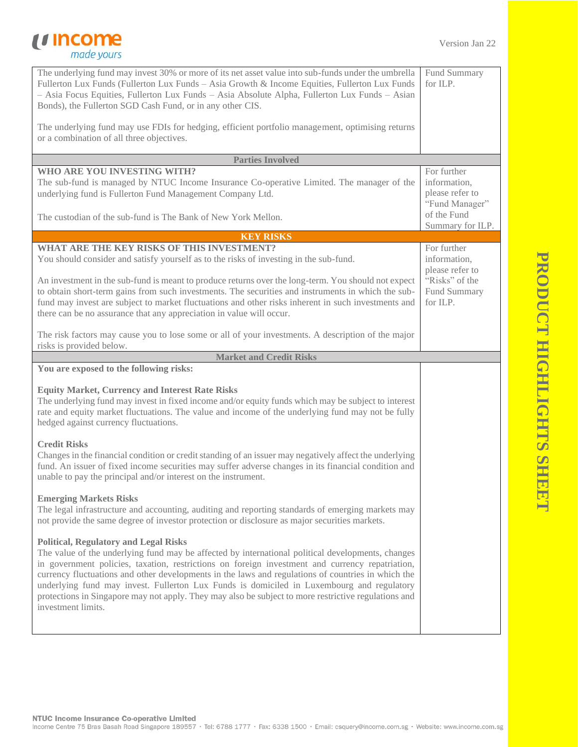| | |
|---|---|
| The underlying fund may invest 30% or more of its net asset value into sub-funds under the umbrella Fullerton Lux Funds (Fullerton Lux Funds – Asia Growth & Income Equities, Fullerton Lux Funds – Asia Focus Equities, Fullerton Lux Funds – Asia Absolute Alpha, Fullerton Lux Funds – Asian Bonds), the Fullerton SGD Cash Fund, or in any other CIS.<br><br>The underlying fund may use FDIs for hedging, efficient portfolio management, optimising returns or a combination of all three objectives. | Fund Summary for ILP. |
| **Parties Involved** | |
| **WHO ARE YOU INVESTING WITH?**<br>The sub-fund is managed by NTUC Income Insurance Co-operative Limited. The manager of the underlying fund is Fullerton Fund Management Company Ltd.<br><br>The custodian of the sub-fund is The Bank of New York Mellon. | For further information, please refer to "Fund Manager" of the Fund Summary for ILP. |
| **KEY RISKS** | |
| **WHAT ARE THE KEY RISKS OF THIS INVESTMENT?**<br>You should consider and satisfy yourself as to the risks of investing in the sub-fund.<br><br>An investment in the sub-fund is meant to produce returns over the long-term. You should not expect to obtain short-term gains from such investments. The securities and instruments in which the sub-fund may invest are subject to market fluctuations and other risks inherent in such investments and there can be no assurance that any appreciation in value will occur.<br><br>The risk factors may cause you to lose some or all of your investments. A description of the major risks is provided below. | For further information, please refer to "Risks" of the Fund Summary for ILP. |
| **Market and Credit Risks** | |
| **You are exposed to the following risks:**<br><br>**Equity Market, Currency and Interest Rate Risks**<br>The underlying fund may invest in fixed income and/or equity funds which may be subject to interest rate and equity market fluctuations. The value and income of the underlying fund may not be fully hedged against currency fluctuations.<br><br>**Credit Risks**<br>Changes in the financial condition or credit standing of an issuer may negatively affect the underlying fund. An issuer of fixed income securities may suffer adverse changes in its financial condition and unable to pay the principal and/or interest on the instrument.<br><br>**Emerging Markets Risks**<br>The legal infrastructure and accounting, auditing and reporting standards of emerging markets may not provide the same degree of investor protection or disclosure as major securities markets.<br><br>**Political, Regulatory and Legal Risks**<br>The value of the underlying fund may be affected by international political developments, changes in government policies, taxation, restrictions on foreign investment and currency repatriation, currency fluctuations and other developments in the laws and regulations of countries in which the underlying fund may invest. Fullerton Lux Funds is domiciled in Luxembourg and regulatory protections in Singapore may not apply. They may also be subject to more restrictive regulations and investment limits. | |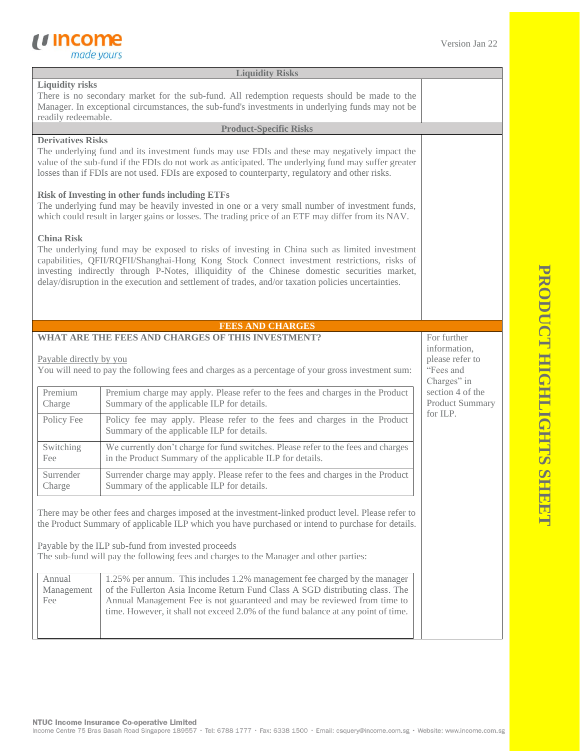## Liquidity Risks

**Liquidity risks**

There is no secondary market for the sub-fund. All redemption requests should be made to the Manager. In exceptional circumstances, the sub-fund's investments in underlying funds may not be readily redeemable.

## Product-Specific Risks

**Derivatives Risks**

The underlying fund and its investment funds may use FDIs and these may negatively impact the value of the sub-fund if the FDIs do not work as anticipated. The underlying fund may suffer greater losses than if FDIs are not used. FDIs are exposed to counterparty, regulatory and other risks.

**Risk of Investing in other funds including ETFs**

The underlying fund may be heavily invested in one or a very small number of investment funds, which could result in larger gains or losses. The trading price of an ETF may differ from its NAV.

**China Risk**

The underlying fund may be exposed to risks of investing in China such as limited investment capabilities, QFII/RQFII/Shanghai-Hong Kong Stock Connect investment restrictions, risks of investing indirectly through P-Notes, illiquidity of the Chinese domestic securities market, delay/disruption in the execution and settlement of trades, and/or taxation policies uncertainties.

## FEES AND CHARGES

**WHAT ARE THE FEES AND CHARGES OF THIS INVESTMENT?**

For further information, please refer to "Fees and Charges" in section 4 of the Product Summary for ILP.

Payable directly by you

You will need to pay the following fees and charges as a percentage of your gross investment sum:

| | |
|---|---|
| Premium Charge | Premium charge may apply. Please refer to the fees and charges in the Product Summary of the applicable ILP for details. |
| Policy Fee | Policy fee may apply. Please refer to the fees and charges in the Product Summary of the applicable ILP for details. |
| Switching Fee | We currently don't charge for fund switches. Please refer to the fees and charges in the Product Summary of the applicable ILP for details. |
| Surrender Charge | Surrender charge may apply. Please refer to the fees and charges in the Product Summary of the applicable ILP for details. |

There may be other fees and charges imposed at the investment-linked product level. Please refer to the Product Summary of applicable ILP which you have purchased or intend to purchase for details.

Payable by the ILP sub-fund from invested proceeds

The sub-fund will pay the following fees and charges to the Manager and other parties:

| | |
|---|---|
| Annual Management Fee | 1.25% per annum. This includes 1.2% management fee charged by the manager of the Fullerton Asia Income Return Fund Class A SGD distributing class. The Annual Management Fee is not guaranteed and may be reviewed from time to time. However, it shall not exceed 2.0% of the fund balance at any point of time. |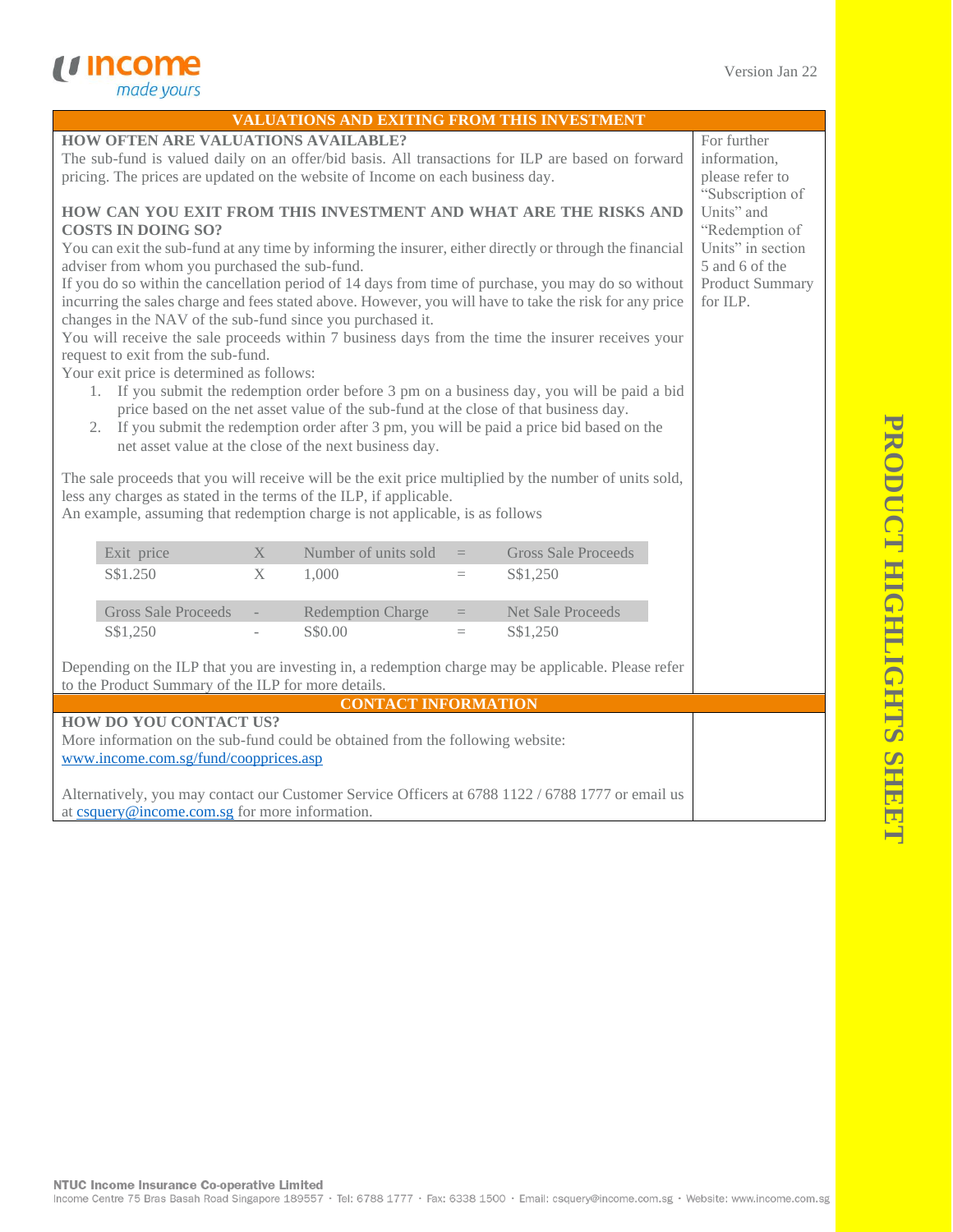## VALUATIONS AND EXITING FROM THIS INVESTMENT

**HOW OFTEN ARE VALUATIONS AVAILABLE?**

The sub-fund is valued daily on an offer/bid basis. All transactions for ILP are based on forward pricing. The prices are updated on the website of Income on each business day.

**HOW CAN YOU EXIT FROM THIS INVESTMENT AND WHAT ARE THE RISKS AND COSTS IN DOING SO?**

You can exit the sub-fund at any time by informing the insurer, either directly or through the financial adviser from whom you purchased the sub-fund.

If you do so within the cancellation period of 14 days from time of purchase, you may do so without incurring the sales charge and fees stated above. However, you will have to take the risk for any price changes in the NAV of the sub-fund since you purchased it.

You will receive the sale proceeds within 7 business days from the time the insurer receives your request to exit from the sub-fund.

Your exit price is determined as follows:

1. If you submit the redemption order before 3 pm on a business day, you will be paid a bid price based on the net asset value of the sub-fund at the close of that business day.
2. If you submit the redemption order after 3 pm, you will be paid a price bid based on the net asset value at the close of the next business day.

The sale proceeds that you will receive will be the exit price multiplied by the number of units sold, less any charges as stated in the terms of the ILP, if applicable.

An example, assuming that redemption charge is not applicable, is as follows

| Exit price | X | Number of units sold | = | Gross Sale Proceeds |
|---|---|---|---|---|
| S$1.250 | X | 1,000 | = | S$1,250 |

| Gross Sale Proceeds | - | Redemption Charge | = | Net Sale Proceeds |
|---|---|---|---|---|
| S$1,250 | - | S$0.00 | = | S$1,250 |

Depending on the ILP that you are investing in, a redemption charge may be applicable. Please refer to the Product Summary of the ILP for more details.

For further information, please refer to "Subscription of Units" and "Redemption of Units" in section 5 and 6 of the Product Summary for ILP.

## CONTACT INFORMATION

**HOW DO YOU CONTACT US?**

More information on the sub-fund could be obtained from the following website: www.income.com.sg/fund/coopprices.asp

Alternatively, you may contact our Customer Service Officers at 6788 1122 / 6788 1777 or email us at csquery@income.com.sg for more information.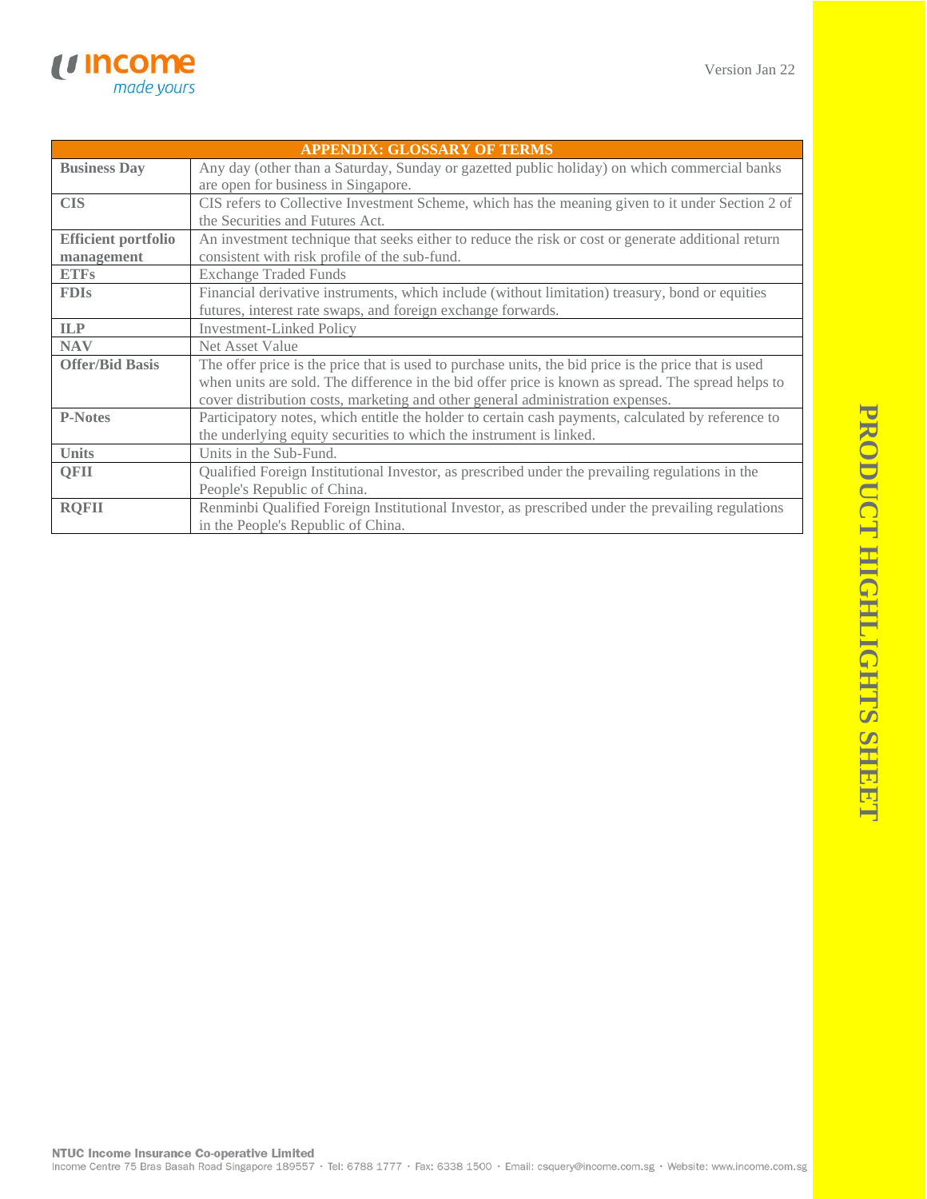| APPENDIX: GLOSSARY OF TERMS | |
|---|---|
| **Business Day** | Any day (other than a Saturday, Sunday or gazetted public holiday) on which commercial banks are open for business in Singapore. |
| **CIS** | CIS refers to Collective Investment Scheme, which has the meaning given to it under Section 2 of the Securities and Futures Act. |
| **Efficient portfolio management** | An investment technique that seeks either to reduce the risk or cost or generate additional return consistent with risk profile of the sub-fund. |
| **ETFs** | Exchange Traded Funds |
| **FDIs** | Financial derivative instruments, which include (without limitation) treasury, bond or equities futures, interest rate swaps, and foreign exchange forwards. |
| **ILP** | Investment-Linked Policy |
| **NAV** | Net Asset Value |
| **Offer/Bid Basis** | The offer price is the price that is used to purchase units, the bid price is the price that is used when units are sold. The difference in the bid offer price is known as spread. The spread helps to cover distribution costs, marketing and other general administration expenses. |
| **P-Notes** | Participatory notes, which entitle the holder to certain cash payments, calculated by reference to the underlying equity securities to which the instrument is linked. |
| **Units** | Units in the Sub-Fund. |
| **QFII** | Qualified Foreign Institutional Investor, as prescribed under the prevailing regulations in the People's Republic of China. |
| **RQFII** | Renminbi Qualified Foreign Institutional Investor, as prescribed under the prevailing regulations in the People's Republic of China. |